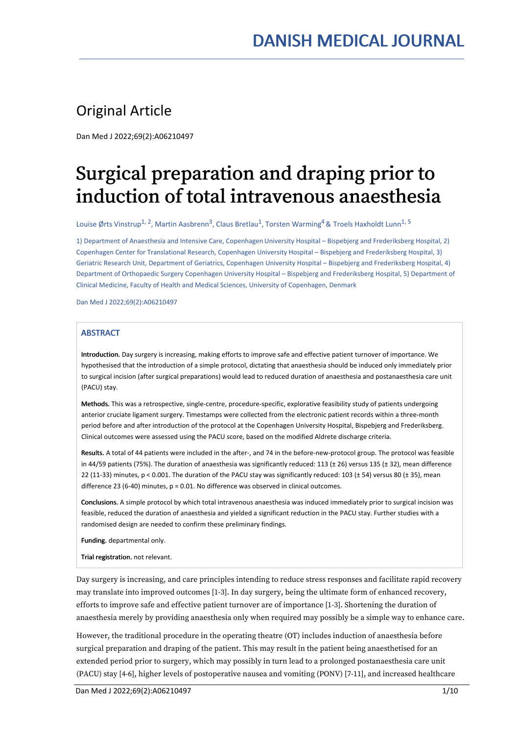# DANISH MEDICAL JOURNAL

## Original Article

Dan Med J 2022;69(2):A06210497

# Surgical preparation and draping prior to induction of total intravenous anaesthesia

Louise Ørts Vinstrup[1, 2], Martin Aasbrenn[3], Claus Bretlau[1], Torsten Warming[4] & Troels Haxholdt Lunn[1, 5]

1) Department of Anaesthesia and Intensive Care, Copenhagen University Hospital – Bispebjerg and Frederiksberg Hospital, 2) Copenhagen Center for Translational Research, Copenhagen University Hospital – Bispebjerg and Frederiksberg Hospital, 3) Geriatric Research Unit, Department of Geriatrics, Copenhagen University Hospital – Bispebjerg and Frederiksberg Hospital, 4) Department of Orthopaedic Surgery Copenhagen University Hospital – Bispebjerg and Frederiksberg Hospital, 5) Department of Clinical Medicine, Faculty of Health and Medical Sciences, University of Copenhagen, Denmark

Dan Med J 2022;69(2):A06210497

### ABSTRACT

**Introduction.** Day surgery is increasing, making efforts to improve safe and effective patient turnover of importance. We hypothesised that the introduction of a simple protocol, dictating that anaesthesia should be induced only immediately prior to surgical incision (after surgical preparations) would lead to reduced duration of anaesthesia and postanaesthesia care unit (PACU) stay.

**Methods.** This was a retrospective, single-centre, procedure-specific, explorative feasibility study of patients undergoing anterior cruciate ligament surgery. Timestamps were collected from the electronic patient records within a three-month period before and after introduction of the protocol at the Copenhagen University Hospital, Bispebjerg and Frederiksberg. Clinical outcomes were assessed using the PACU score, based on the modified Aldrete discharge criteria.

**Results.** A total of 44 patients were included in the after-, and 74 in the before-new-protocol group. The protocol was feasible in 44/59 patients (75%). The duration of anaesthesia was significantly reduced: 113 (± 26) versus 135 (± 32), mean difference 22 (11-33) minutes, $p < 0.001$. The duration of the PACU stay was significantly reduced: 103 (± 54) versus 80 (± 35), mean difference 23 (6-40) minutes, $p = 0.01$. No difference was observed in clinical outcomes.

**Conclusions.** A simple protocol by which total intravenous anaesthesia was induced immediately prior to surgical incision was feasible, reduced the duration of anaesthesia and yielded a significant reduction in the PACU stay. Further studies with a randomised design are needed to confirm these preliminary findings.

**Funding.** departmental only.

**Trial registration.** not relevant.

Day surgery is increasing, and care principles intending to reduce stress responses and facilitate rapid recovery may translate into improved outcomes [1-3]. In day surgery, being the ultimate form of enhanced recovery, efforts to improve safe and effective patient turnover are of importance [1-3]. Shortening the duration of anaesthesia merely by providing anaesthesia only when required may possibly be a simple way to enhance care.

However, the traditional procedure in the operating theatre (OT) includes induction of anaesthesia before surgical preparation and draping of the patient. This may result in the patient being anaesthetised for an extended period prior to surgery, which may possibly in turn lead to a prolonged postanaesthesia care unit (PACU) stay [4-6], higher levels of postoperative nausea and vomiting (PONV) [7-11], and increased healthcare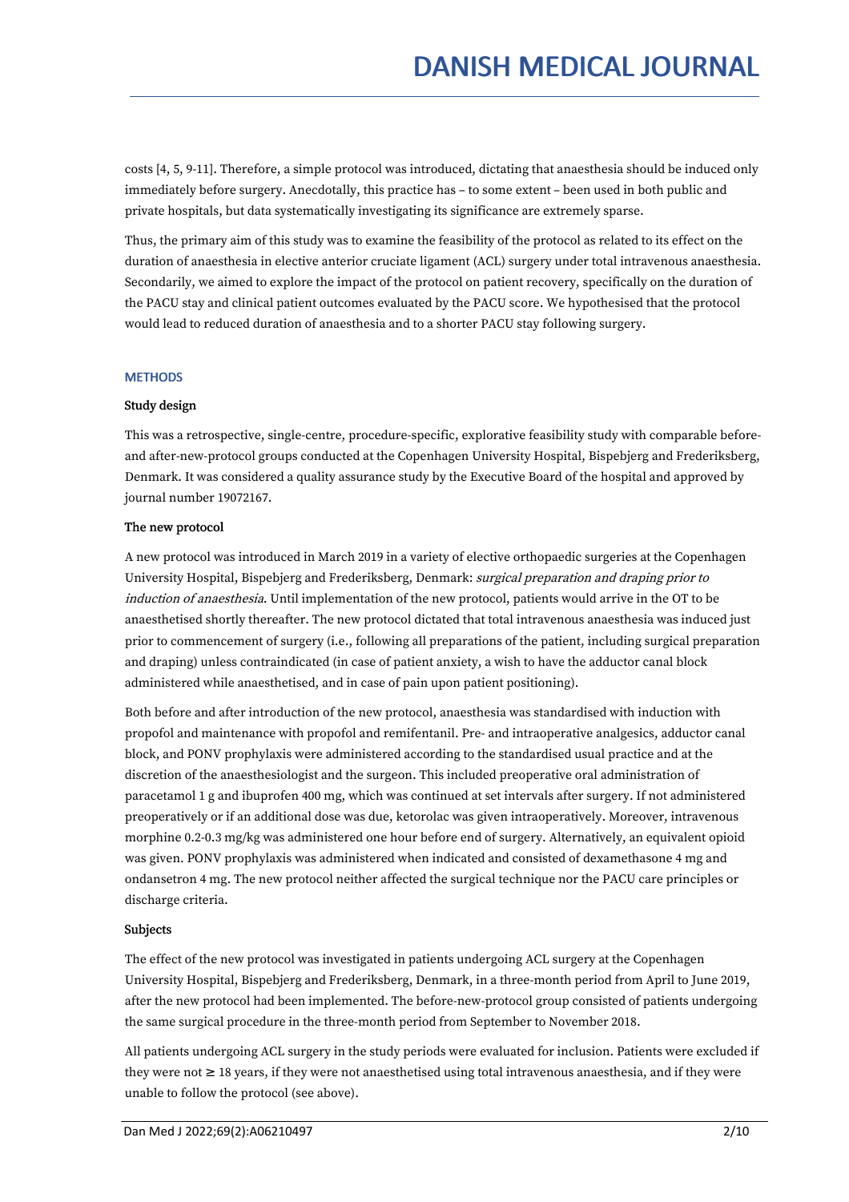costs [4, 5, 9-11]. Therefore, a simple protocol was introduced, dictating that anaesthesia should be induced only immediately before surgery. Anecdotally, this practice has – to some extent – been used in both public and private hospitals, but data systematically investigating its significance are extremely sparse.

Thus, the primary aim of this study was to examine the feasibility of the protocol as related to its effect on the duration of anaesthesia in elective anterior cruciate ligament (ACL) surgery under total intravenous anaesthesia. Secondarily, we aimed to explore the impact of the protocol on patient recovery, specifically on the duration of the PACU stay and clinical patient outcomes evaluated by the PACU score. We hypothesised that the protocol would lead to reduced duration of anaesthesia and to a shorter PACU stay following surgery.

## METHODS

### Study design

This was a retrospective, single-centre, procedure-specific, explorative feasibility study with comparable before- and after-new-protocol groups conducted at the Copenhagen University Hospital, Bispebjerg and Frederiksberg, Denmark. It was considered a quality assurance study by the Executive Board of the hospital and approved by journal number 19072167.

### The new protocol

A new protocol was introduced in March 2019 in a variety of elective orthopaedic surgeries at the Copenhagen University Hospital, Bispebjerg and Frederiksberg, Denmark: *surgical preparation and draping prior to induction of anaesthesia*. Until implementation of the new protocol, patients would arrive in the OT to be anaesthetised shortly thereafter. The new protocol dictated that total intravenous anaesthesia was induced just prior to commencement of surgery (i.e., following all preparations of the patient, including surgical preparation and draping) unless contraindicated (in case of patient anxiety, a wish to have the adductor canal block administered while anaesthetised, and in case of pain upon patient positioning).

Both before and after introduction of the new protocol, anaesthesia was standardised with induction with propofol and maintenance with propofol and remifentanil. Pre- and intraoperative analgesics, adductor canal block, and PONV prophylaxis were administered according to the standardised usual practice and at the discretion of the anaesthesiologist and the surgeon. This included preoperative oral administration of paracetamol 1 g and ibuprofen 400 mg, which was continued at set intervals after surgery. If not administered preoperatively or if an additional dose was due, ketorolac was given intraoperatively. Moreover, intravenous morphine 0.2-0.3 mg/kg was administered one hour before end of surgery. Alternatively, an equivalent opioid was given. PONV prophylaxis was administered when indicated and consisted of dexamethasone 4 mg and ondansetron 4 mg. The new protocol neither affected the surgical technique nor the PACU care principles or discharge criteria.

### Subjects

The effect of the new protocol was investigated in patients undergoing ACL surgery at the Copenhagen University Hospital, Bispebjerg and Frederiksberg, Denmark, in a three-month period from April to June 2019, after the new protocol had been implemented. The before-new-protocol group consisted of patients undergoing the same surgical procedure in the three-month period from September to November 2018.

All patients undergoing ACL surgery in the study periods were evaluated for inclusion. Patients were excluded if they were not ≥ 18 years, if they were not anaesthetised using total intravenous anaesthesia, and if they were unable to follow the protocol (see above).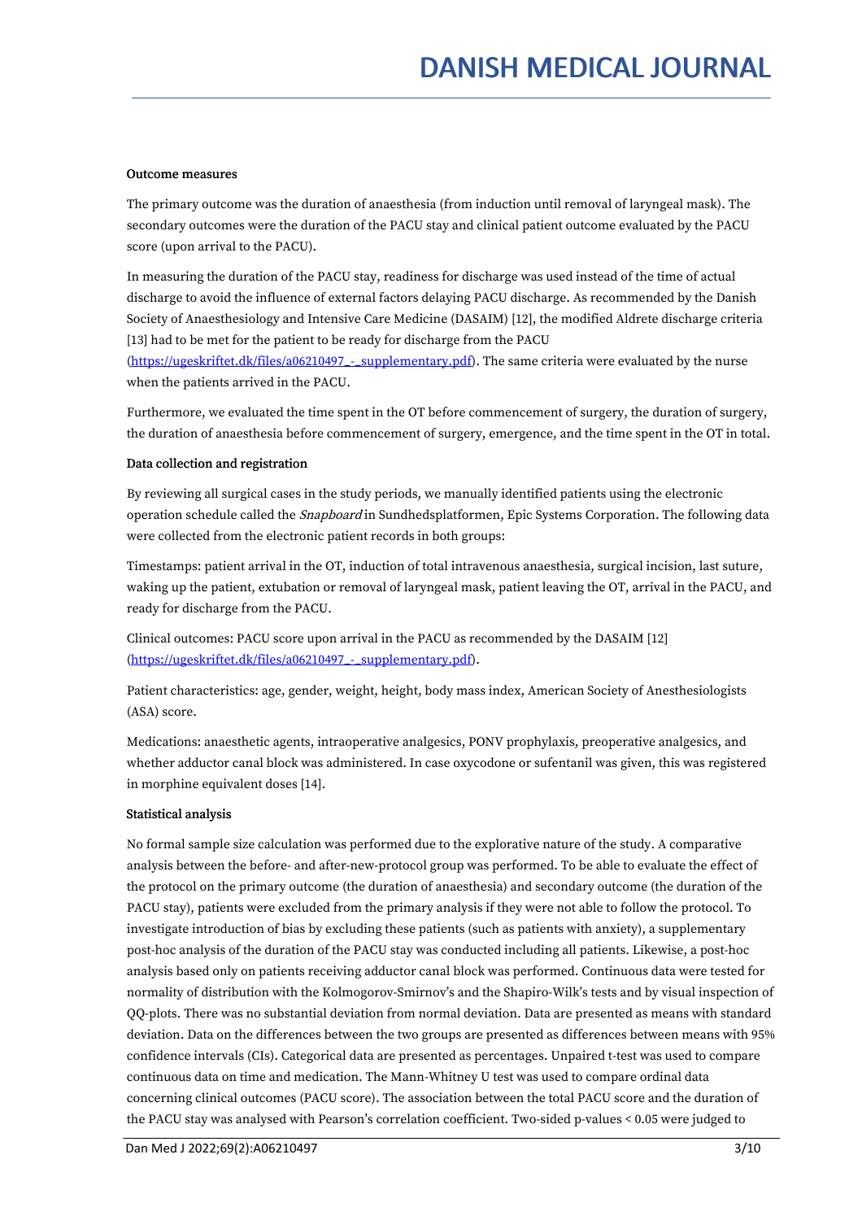### Outcome measures

The primary outcome was the duration of anaesthesia (from induction until removal of laryngeal mask). The secondary outcomes were the duration of the PACU stay and clinical patient outcome evaluated by the PACU score (upon arrival to the PACU).

In measuring the duration of the PACU stay, readiness for discharge was used instead of the time of actual discharge to avoid the influence of external factors delaying PACU discharge. As recommended by the Danish Society of Anaesthesiology and Intensive Care Medicine (DASAIM) [12], the modified Aldrete discharge criteria [13] had to be met for the patient to be ready for discharge from the PACU (https://ugeskriftet.dk/files/a06210497_-_supplementary.pdf). The same criteria were evaluated by the nurse when the patients arrived in the PACU.

Furthermore, we evaluated the time spent in the OT before commencement of surgery, the duration of surgery, the duration of anaesthesia before commencement of surgery, emergence, and the time spent in the OT in total.

### Data collection and registration

By reviewing all surgical cases in the study periods, we manually identified patients using the electronic operation schedule called the *Snapboard* in Sundhedsplatformen, Epic Systems Corporation. The following data were collected from the electronic patient records in both groups:

Timestamps: patient arrival in the OT, induction of total intravenous anaesthesia, surgical incision, last suture, waking up the patient, extubation or removal of laryngeal mask, patient leaving the OT, arrival in the PACU, and ready for discharge from the PACU.

Clinical outcomes: PACU score upon arrival in the PACU as recommended by the DASAIM [12] (https://ugeskriftet.dk/files/a06210497_-_supplementary.pdf).

Patient characteristics: age, gender, weight, height, body mass index, American Society of Anesthesiologists (ASA) score.

Medications: anaesthetic agents, intraoperative analgesics, PONV prophylaxis, preoperative analgesics, and whether adductor canal block was administered. In case oxycodone or sufentanil was given, this was registered in morphine equivalent doses [14].

### Statistical analysis

No formal sample size calculation was performed due to the explorative nature of the study. A comparative analysis between the before- and after-new-protocol group was performed. To be able to evaluate the effect of the protocol on the primary outcome (the duration of anaesthesia) and secondary outcome (the duration of the PACU stay), patients were excluded from the primary analysis if they were not able to follow the protocol. To investigate introduction of bias by excluding these patients (such as patients with anxiety), a supplementary post-hoc analysis of the duration of the PACU stay was conducted including all patients. Likewise, a post-hoc analysis based only on patients receiving adductor canal block was performed. Continuous data were tested for normality of distribution with the Kolmogorov-Smirnov's and the Shapiro-Wilk's tests and by visual inspection of QQ-plots. There was no substantial deviation from normal deviation. Data are presented as means with standard deviation. Data on the differences between the two groups are presented as differences between means with 95% confidence intervals (CIs). Categorical data are presented as percentages. Unpaired t-test was used to compare continuous data on time and medication. The Mann-Whitney U test was used to compare ordinal data concerning clinical outcomes (PACU score). The association between the total PACU score and the duration of the PACU stay was analysed with Pearson's correlation coefficient. Two-sided p-values < 0.05 were judged to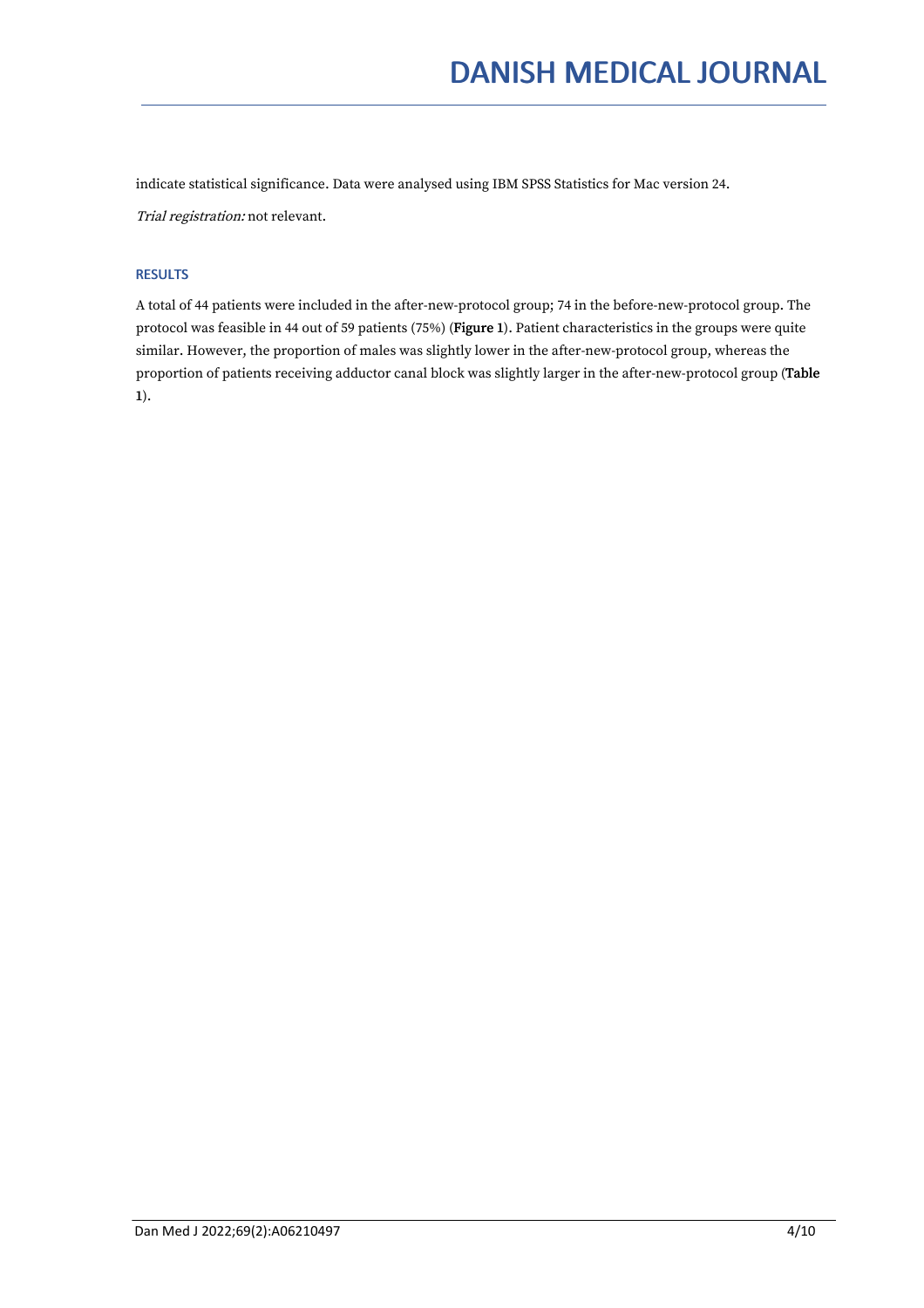indicate statistical significance. Data were analysed using IBM SPSS Statistics for Mac version 24.

*Trial registration:* not relevant.

## RESULTS

A total of 44 patients were included in the after-new-protocol group; 74 in the before-new-protocol group. The protocol was feasible in 44 out of 59 patients (75%) (**Figure 1**). Patient characteristics in the groups were quite similar. However, the proportion of males was slightly lower in the after-new-protocol group, whereas the proportion of patients receiving adductor canal block was slightly larger in the after-new-protocol group (**Table 1**).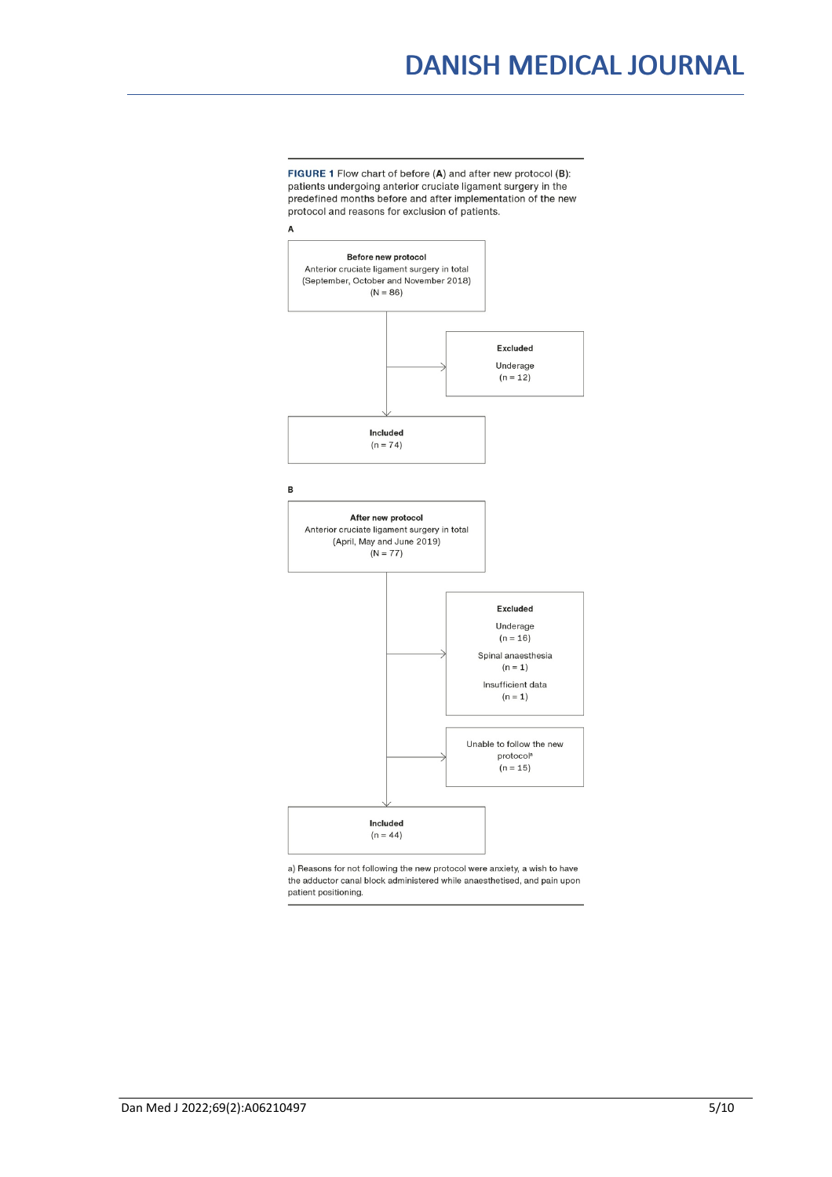**FIGURE 1** Flow chart of before (**A**) and after new protocol (**B**): patients undergoing anterior cruciate ligament surgery in the predefined months before and after implementation of the new protocol and reasons for exclusion of patients.

**A**

**Before new protocol**
Anterior cruciate ligament surgery in total
(September, October and November 2018)
(N = 86)

→ **Excluded**
Underage
(n = 12)

**Included**
(n = 74)

**B**

**After new protocol**
Anterior cruciate ligament surgery in total
(April, May and June 2019)
(N = 77)

→ **Excluded**
Underage
(n = 16)
Spinal anaesthesia
(n = 1)
Insufficient data
(n = 1)

→ Unable to follow the new protocol[a]
(n = 15)

**Included**
(n = 44)

a) Reasons for not following the new protocol were anxiety, a wish to have the adductor canal block administered while anaesthetised, and pain upon patient positioning.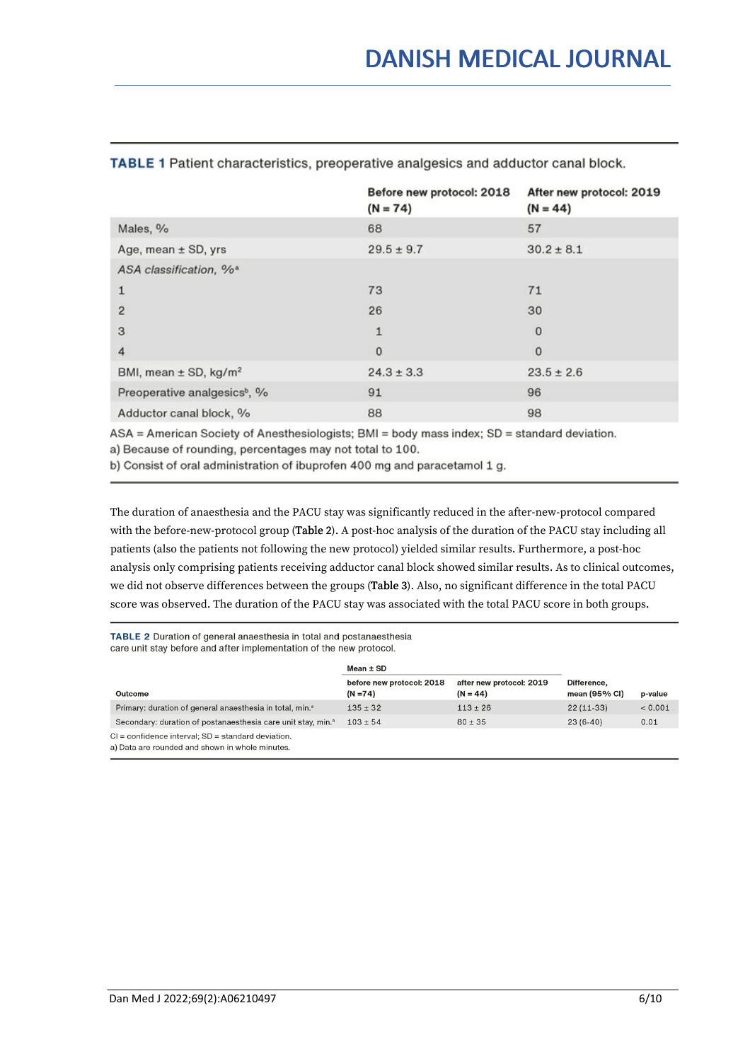**TABLE 1** Patient characteristics, preoperative analgesics and adductor canal block.

| | Before new protocol: 2018 (N = 74) | After new protocol: 2019 (N = 44) |
|---|---|---|
| Males, % | 68 | 57 |
| Age, mean ± SD, yrs | 29.5 ± 9.7 | 30.2 ± 8.1 |
| *ASA classification, %*[a] | | |
| 1 | 73 | 71 |
| 2 | 26 | 30 |
| 3 | 1 | 0 |
| 4 | 0 | 0 |
| BMI, mean ± SD, kg/m² | 24.3 ± 3.3 | 23.5 ± 2.6 |
| Preoperative analgesics[b], % | 91 | 96 |
| Adductor canal block, % | 88 | 98 |

ASA = American Society of Anesthesiologists; BMI = body mass index; SD = standard deviation.
a) Because of rounding, percentages may not total to 100.
b) Consist of oral administration of ibuprofen 400 mg and paracetamol 1 g.

The duration of anaesthesia and the PACU stay was significantly reduced in the after-new-protocol compared with the before-new-protocol group (Table 2). A post-hoc analysis of the duration of the PACU stay including all patients (also the patients not following the new protocol) yielded similar results. Furthermore, a post-hoc analysis only comprising patients receiving adductor canal block showed similar results. As to clinical outcomes, we did not observe differences between the groups (Table 3). Also, no significant difference in the total PACU score was observed. The duration of the PACU stay was associated with the total PACU score in both groups.

**TABLE 2** Duration of general anaesthesia in total and postanaesthesia care unit stay before and after implementation of the new protocol.

| | Mean ± SD | | | |
|---|---|---|---|---|
| Outcome | before new protocol: 2018 (N =74) | after new protocol: 2019 (N = 44) | Difference, mean (95% CI) | p-value |
| Primary: duration of general anaesthesia in total, min.[a] | 135 ± 32 | 113 ± 26 | 22 (11-33) | < 0.001 |
| Secondary: duration of postanaesthesia care unit stay, min.[a] | 103 ± 54 | 80 ± 35 | 23 (6-40) | 0.01 |

CI = confidence interval; SD = standard deviation.
a) Data are rounded and shown in whole minutes.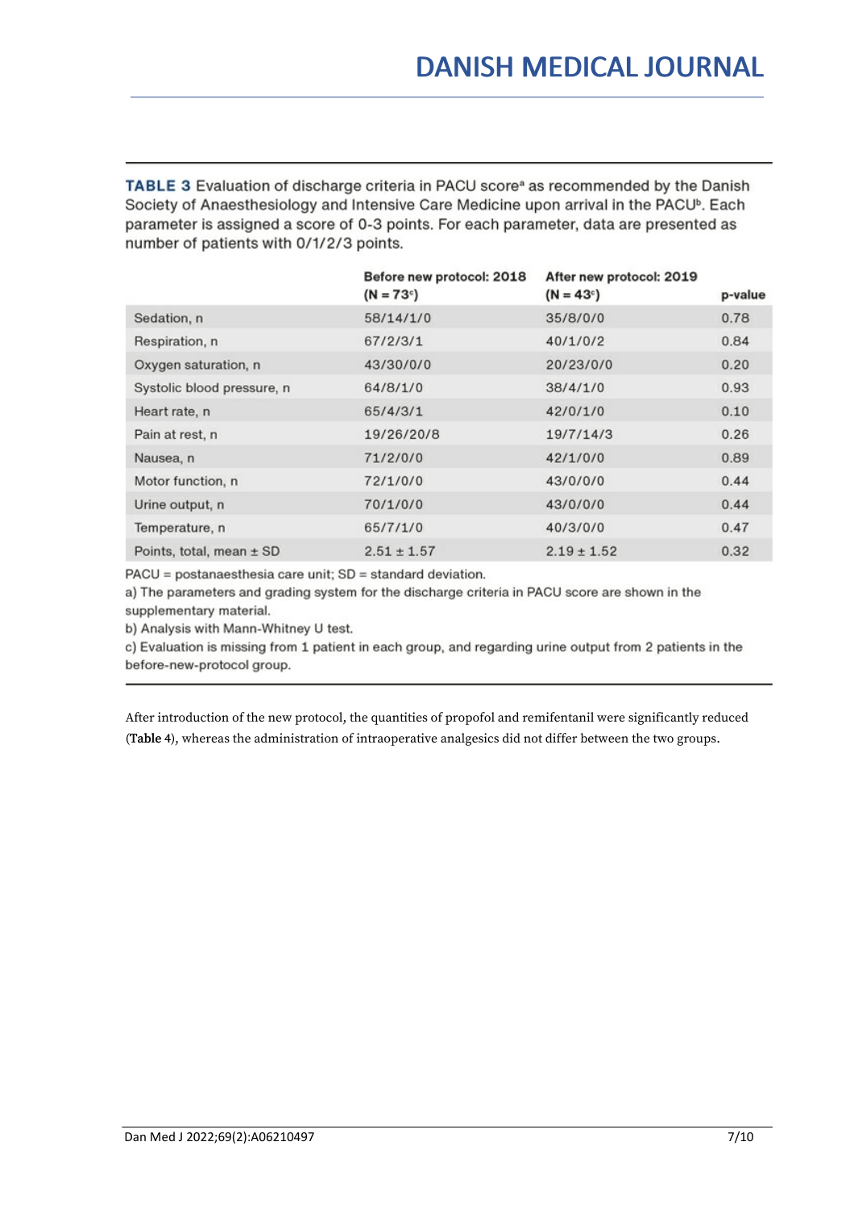**TABLE 3** Evaluation of discharge criteria in PACU score[a] as recommended by the Danish Society of Anaesthesiology and Intensive Care Medicine upon arrival in the PACU[b]. Each parameter is assigned a score of 0-3 points. For each parameter, data are presented as number of patients with 0/1/2/3 points.

| | Before new protocol: 2018 (N = 73[c]) | After new protocol: 2019 (N = 43[c]) | p-value |
|---|---|---|---|
| Sedation, n | 58/14/1/0 | 35/8/0/0 | 0.78 |
| Respiration, n | 67/2/3/1 | 40/1/0/2 | 0.84 |
| Oxygen saturation, n | 43/30/0/0 | 20/23/0/0 | 0.20 |
| Systolic blood pressure, n | 64/8/1/0 | 38/4/1/0 | 0.93 |
| Heart rate, n | 65/4/3/1 | 42/0/1/0 | 0.10 |
| Pain at rest, n | 19/26/20/8 | 19/7/14/3 | 0.26 |
| Nausea, n | 71/2/0/0 | 42/1/0/0 | 0.89 |
| Motor function, n | 72/1/0/0 | 43/0/0/0 | 0.44 |
| Urine output, n | 70/1/0/0 | 43/0/0/0 | 0.44 |
| Temperature, n | 65/7/1/0 | 40/3/0/0 | 0.47 |
| Points, total, mean ± SD | 2.51 ± 1.57 | 2.19 ± 1.52 | 0.32 |

PACU = postanaesthesia care unit; SD = standard deviation.

a) The parameters and grading system for the discharge criteria in PACU score are shown in the supplementary material.

b) Analysis with Mann-Whitney U test.

c) Evaluation is missing from 1 patient in each group, and regarding urine output from 2 patients in the before-new-protocol group.

After introduction of the new protocol, the quantities of propofol and remifentanil were significantly reduced (Table 4), whereas the administration of intraoperative analgesics did not differ between the two groups.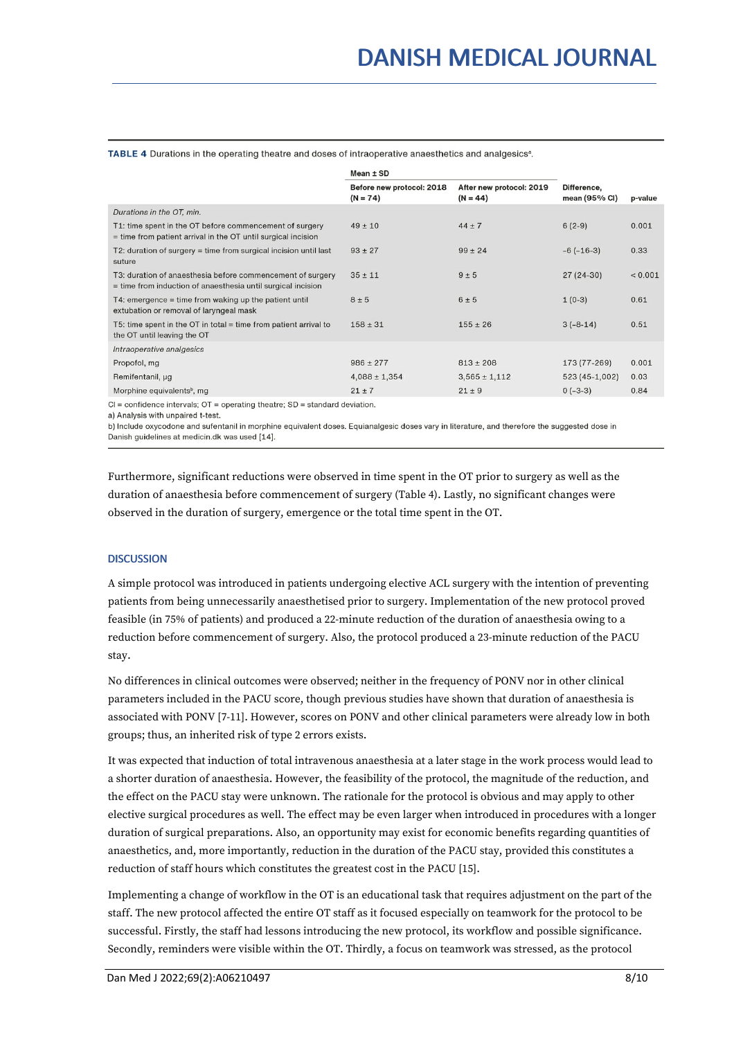**TABLE 4** Durations in the operating theatre and doses of intraoperative anaesthetics and analgesics[a].

| | Mean ± SD | | | |
|---|---|---|---|---|
| | Before new protocol: 2018 (N = 74) | After new protocol: 2019 (N = 44) | Difference, mean (95% CI) | p-value |
| *Durations in the OT, min.* | | | | |
| T1: time spent in the OT before commencement of surgery = time from patient arrival in the OT until surgical incision | 49 ± 10 | 44 ± 7 | 6 (2-9) | 0.001 |
| T2: duration of surgery = time from surgical incision until last suture | 93 ± 27 | 99 ± 24 | −6 (−16-3) | 0.33 |
| T3: duration of anaesthesia before commencement of surgery = time from induction of anaesthesia until surgical incision | 35 ± 11 | 9 ± 5 | 27 (24-30) | < 0.001 |
| T4: emergence = time from waking up the patient until extubation or removal of laryngeal mask | 8 ± 5 | 6 ± 5 | 1 (0-3) | 0.61 |
| T5: time spent in the OT in total = time from patient arrival to the OT until leaving the OT | 158 ± 31 | 155 ± 26 | 3 (−8-14) | 0.51 |
| *Intraoperative analgesics* | | | | |
| Propofol, mg | 986 ± 277 | 813 ± 208 | 173 (77-269) | 0.001 |
| Remifentanil, μg | 4,088 ± 1,354 | 3,565 ± 1,112 | 523 (45-1,002) | 0.03 |
| Morphine equivalents[b], mg | 21 ± 7 | 21 ± 9 | 0 (−3-3) | 0.84 |

CI = confidence intervals; OT = operating theatre; SD = standard deviation.
a) Analysis with unpaired t-test.
b) Include oxycodone and sufentanil in morphine equivalent doses. Equianalgesic doses vary in literature, and therefore the suggested dose in Danish guidelines at medicin.dk was used [14].

Furthermore, significant reductions were observed in time spent in the OT prior to surgery as well as the duration of anaesthesia before commencement of surgery (Table 4). Lastly, no significant changes were observed in the duration of surgery, emergence or the total time spent in the OT.

## DISCUSSION

A simple protocol was introduced in patients undergoing elective ACL surgery with the intention of preventing patients from being unnecessarily anaesthetised prior to surgery. Implementation of the new protocol proved feasible (in 75% of patients) and produced a 22-minute reduction of the duration of anaesthesia owing to a reduction before commencement of surgery. Also, the protocol produced a 23-minute reduction of the PACU stay.

No differences in clinical outcomes were observed; neither in the frequency of PONV nor in other clinical parameters included in the PACU score, though previous studies have shown that duration of anaesthesia is associated with PONV [7-11]. However, scores on PONV and other clinical parameters were already low in both groups; thus, an inherited risk of type 2 errors exists.

It was expected that induction of total intravenous anaesthesia at a later stage in the work process would lead to a shorter duration of anaesthesia. However, the feasibility of the protocol, the magnitude of the reduction, and the effect on the PACU stay were unknown. The rationale for the protocol is obvious and may apply to other elective surgical procedures as well. The effect may be even larger when introduced in procedures with a longer duration of surgical preparations. Also, an opportunity may exist for economic benefits regarding quantities of anaesthetics, and, more importantly, reduction in the duration of the PACU stay, provided this constitutes a reduction of staff hours which constitutes the greatest cost in the PACU [15].

Implementing a change of workflow in the OT is an educational task that requires adjustment on the part of the staff. The new protocol affected the entire OT staff as it focused especially on teamwork for the protocol to be successful. Firstly, the staff had lessons introducing the new protocol, its workflow and possible significance. Secondly, reminders were visible within the OT. Thirdly, a focus on teamwork was stressed, as the protocol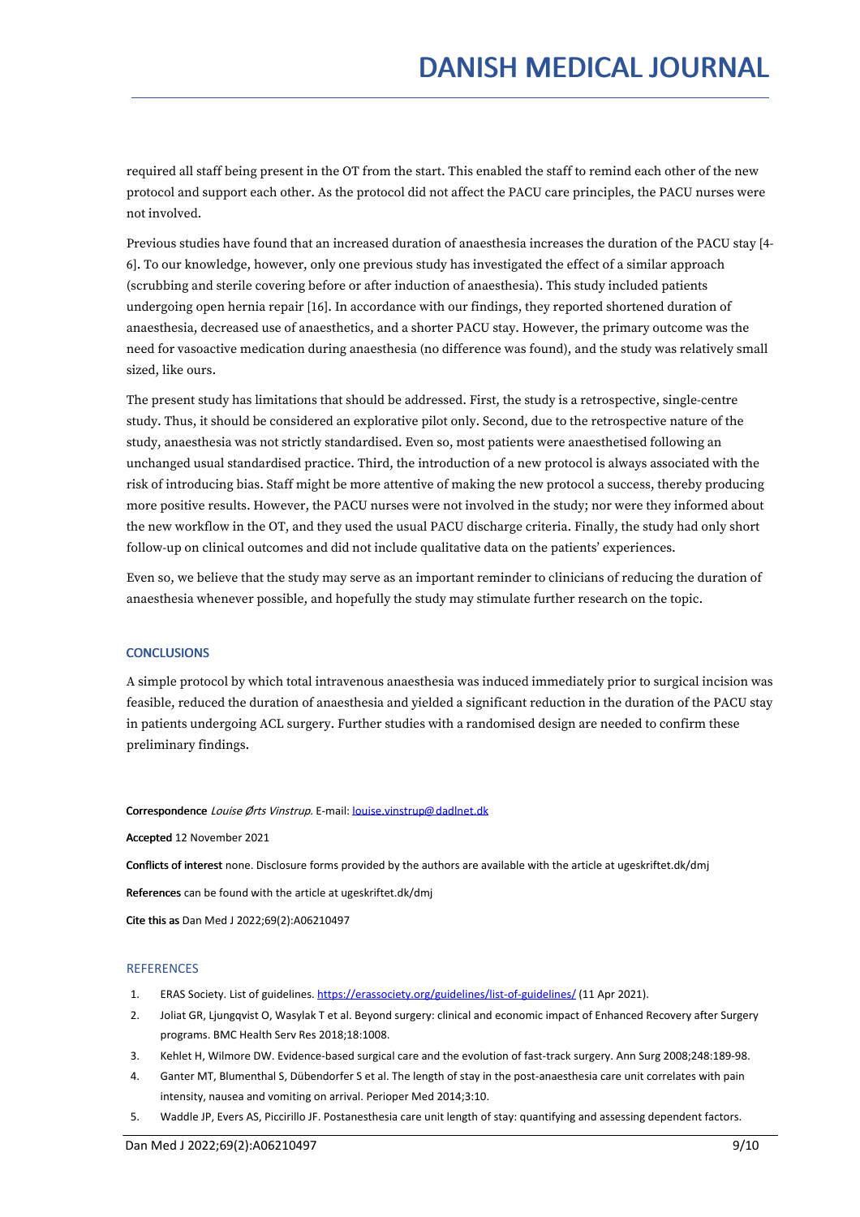required all staff being present in the OT from the start. This enabled the staff to remind each other of the new protocol and support each other. As the protocol did not affect the PACU care principles, the PACU nurses were not involved.

Previous studies have found that an increased duration of anaesthesia increases the duration of the PACU stay [4-6]. To our knowledge, however, only one previous study has investigated the effect of a similar approach (scrubbing and sterile covering before or after induction of anaesthesia). This study included patients undergoing open hernia repair [16]. In accordance with our findings, they reported shortened duration of anaesthesia, decreased use of anaesthetics, and a shorter PACU stay. However, the primary outcome was the need for vasoactive medication during anaesthesia (no difference was found), and the study was relatively small sized, like ours.

The present study has limitations that should be addressed. First, the study is a retrospective, single-centre study. Thus, it should be considered an explorative pilot only. Second, due to the retrospective nature of the study, anaesthesia was not strictly standardised. Even so, most patients were anaesthetised following an unchanged usual standardised practice. Third, the introduction of a new protocol is always associated with the risk of introducing bias. Staff might be more attentive of making the new protocol a success, thereby producing more positive results. However, the PACU nurses were not involved in the study; nor were they informed about the new workflow in the OT, and they used the usual PACU discharge criteria. Finally, the study had only short follow-up on clinical outcomes and did not include qualitative data on the patients' experiences.

Even so, we believe that the study may serve as an important reminder to clinicians of reducing the duration of anaesthesia whenever possible, and hopefully the study may stimulate further research on the topic.

## CONCLUSIONS

A simple protocol by which total intravenous anaesthesia was induced immediately prior to surgical incision was feasible, reduced the duration of anaesthesia and yielded a significant reduction in the duration of the PACU stay in patients undergoing ACL surgery. Further studies with a randomised design are needed to confirm these preliminary findings.

**Correspondence** *Louise Ørts Vinstrup*. E-mail: louise.vinstrup@dadlnet.dk

**Accepted** 12 November 2021

**Conflicts of interest** none. Disclosure forms provided by the authors are available with the article at ugeskriftet.dk/dmj

**References** can be found with the article at ugeskriftet.dk/dmj

**Cite this as** Dan Med J 2022;69(2):A06210497

## REFERENCES

1. ERAS Society. List of guidelines. https://erassociety.org/guidelines/list-of-guidelines/ (11 Apr 2021).
2. Joliat GR, Ljungqvist O, Wasylak T et al. Beyond surgery: clinical and economic impact of Enhanced Recovery after Surgery programs. BMC Health Serv Res 2018;18:1008.
3. Kehlet H, Wilmore DW. Evidence-based surgical care and the evolution of fast-track surgery. Ann Surg 2008;248:189-98.
4. Ganter MT, Blumenthal S, Dübendorfer S et al. The length of stay in the post-anaesthesia care unit correlates with pain intensity, nausea and vomiting on arrival. Perioper Med 2014;3:10.
5. Waddle JP, Evers AS, Piccirillo JF. Postanesthesia care unit length of stay: quantifying and assessing dependent factors.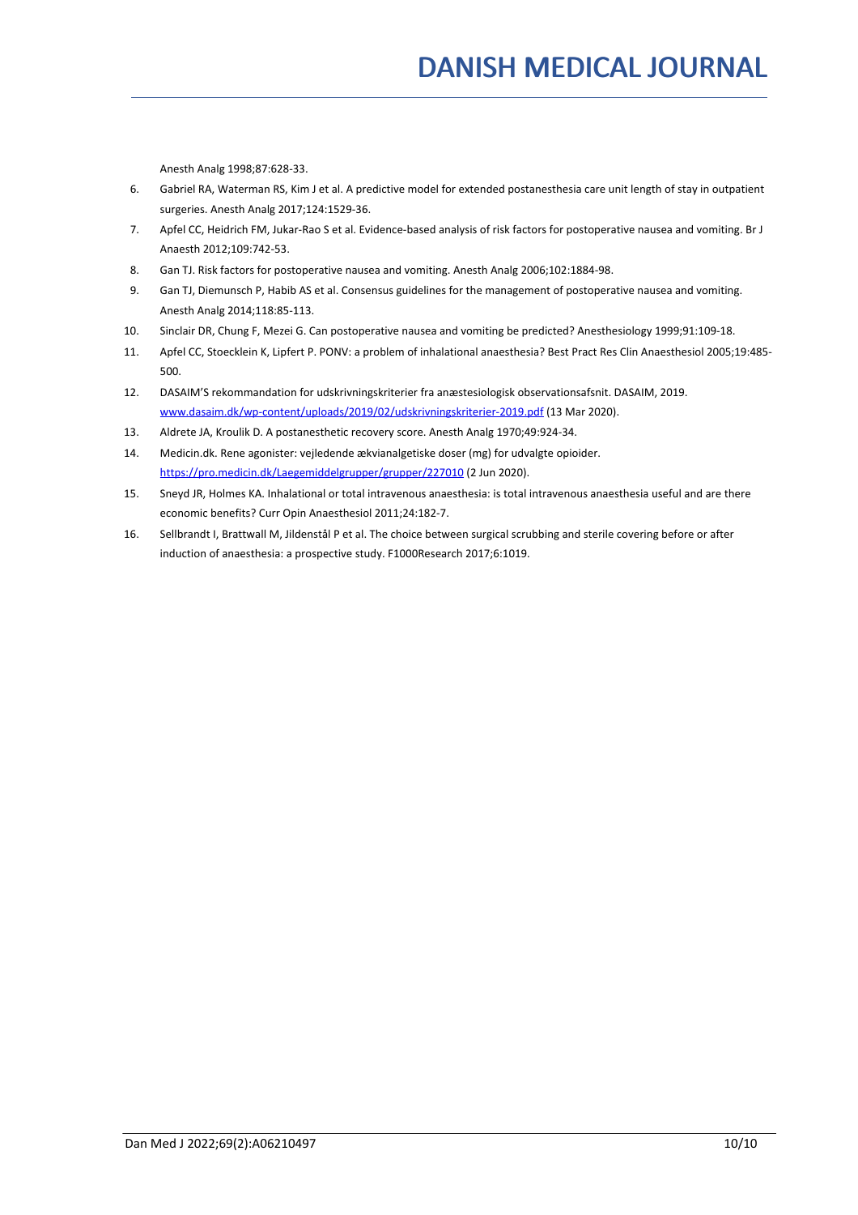Anesth Analg 1998;87:628-33.

6. Gabriel RA, Waterman RS, Kim J et al. A predictive model for extended postanesthesia care unit length of stay in outpatient surgeries. Anesth Analg 2017;124:1529-36.
7. Apfel CC, Heidrich FM, Jukar-Rao S et al. Evidence-based analysis of risk factors for postoperative nausea and vomiting. Br J Anaesth 2012;109:742-53.
8. Gan TJ. Risk factors for postoperative nausea and vomiting. Anesth Analg 2006;102:1884-98.
9. Gan TJ, Diemunsch P, Habib AS et al. Consensus guidelines for the management of postoperative nausea and vomiting. Anesth Analg 2014;118:85-113.
10. Sinclair DR, Chung F, Mezei G. Can postoperative nausea and vomiting be predicted? Anesthesiology 1999;91:109-18.
11. Apfel CC, Stoecklein K, Lipfert P. PONV: a problem of inhalational anaesthesia? Best Pract Res Clin Anaesthesiol 2005;19:485-500.
12. DASAIM'S rekommandation for udskrivningskriterier fra anæstesiologisk observationsafsnit. DASAIM, 2019. www.dasaim.dk/wp-content/uploads/2019/02/udskrivningskriterier-2019.pdf (13 Mar 2020).
13. Aldrete JA, Kroulik D. A postanesthetic recovery score. Anesth Analg 1970;49:924-34.
14. Medicin.dk. Rene agonister: vejledende ækvianalgetiske doser (mg) for udvalgte opioider. https://pro.medicin.dk/Laegemiddelgrupper/grupper/227010 (2 Jun 2020).
15. Sneyd JR, Holmes KA. Inhalational or total intravenous anaesthesia: is total intravenous anaesthesia useful and are there economic benefits? Curr Opin Anaesthesiol 2011;24:182-7.
16. Sellbrandt I, Brattwall M, Jildenstål P et al. The choice between surgical scrubbing and sterile covering before or after induction of anaesthesia: a prospective study. F1000Research 2017;6:1019.